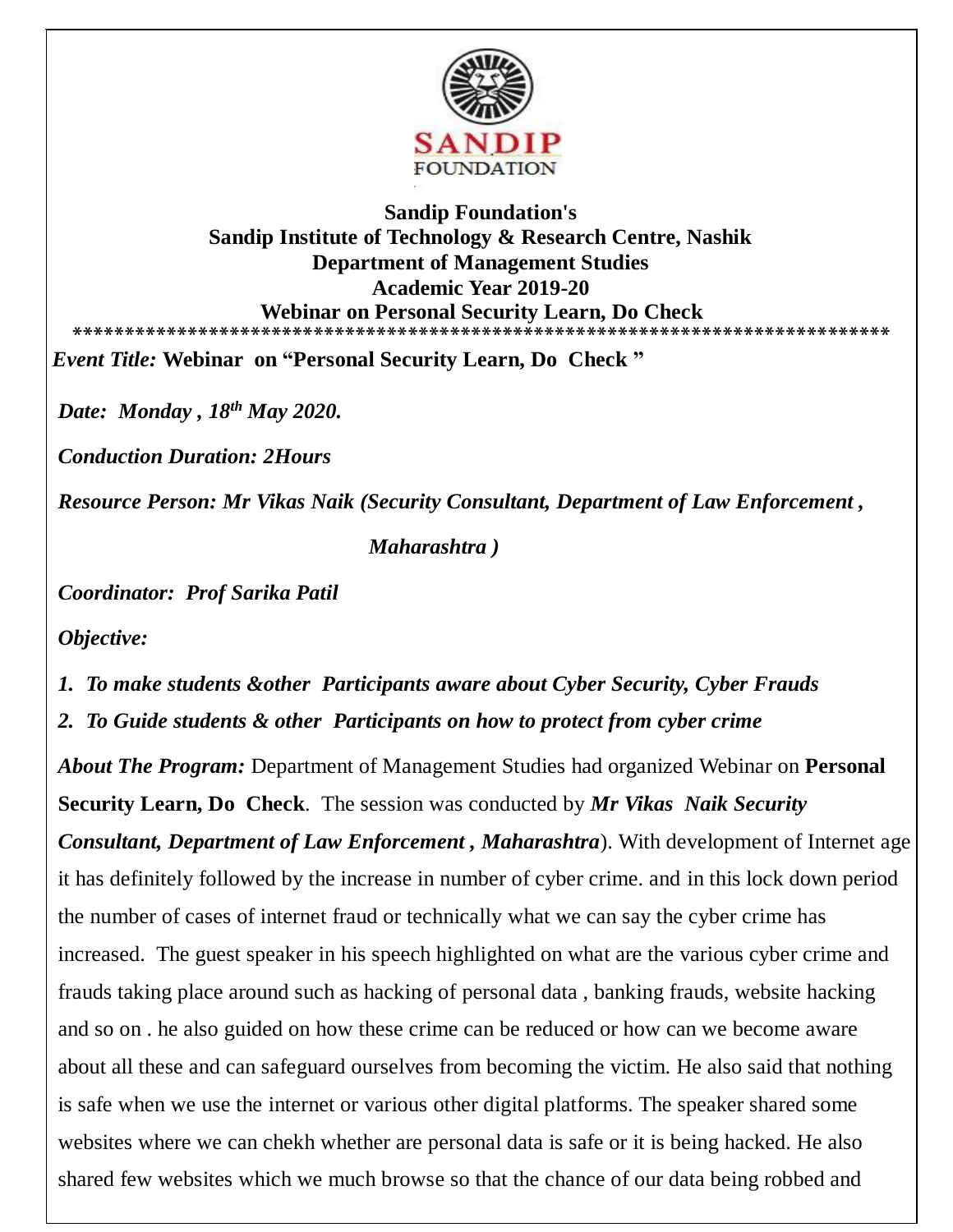**Sandip Foundation's**
**Sandip Institute of Technology & Research Centre, Nashik**
**Department of Management Studies**
**Academic Year 2019-20**
**Webinar on Personal Security Learn, Do Check**

*******************************************************************************

*Event Title:* **Webinar on "Personal Security Learn, Do Check "**

***Date: Monday , 18th May 2020.***

***Conduction Duration: 2Hours***

***Resource Person: Mr Vikas Naik (Security Consultant, Department of Law Enforcement , Maharashtra )***

***Coordinator: Prof Sarika Patil***

***Objective:***

1. ***To make students &other Participants aware about Cyber Security, Cyber Frauds***
2. ***To Guide students & other Participants on how to protect from cyber crime***

***About The Program:*** Department of Management Studies had organized Webinar on **Personal Security Learn, Do Check**. The session was conducted by ***Mr Vikas Naik Security Consultant, Department of Law Enforcement , Maharashtra***). With development of Internet age it has definitely followed by the increase in number of cyber crime. and in this lock down period the number of cases of internet fraud or technically what we can say the cyber crime has increased. The guest speaker in his speech highlighted on what are the various cyber crime and frauds taking place around such as hacking of personal data , banking frauds, website hacking and so on . he also guided on how these crime can be reduced or how can we become aware about all these and can safeguard ourselves from becoming the victim. He also said that nothing is safe when we use the internet or various other digital platforms. The speaker shared some websites where we can chekh whether are personal data is safe or it is being hacked. He also shared few websites which we much browse so that the chance of our data being robbed and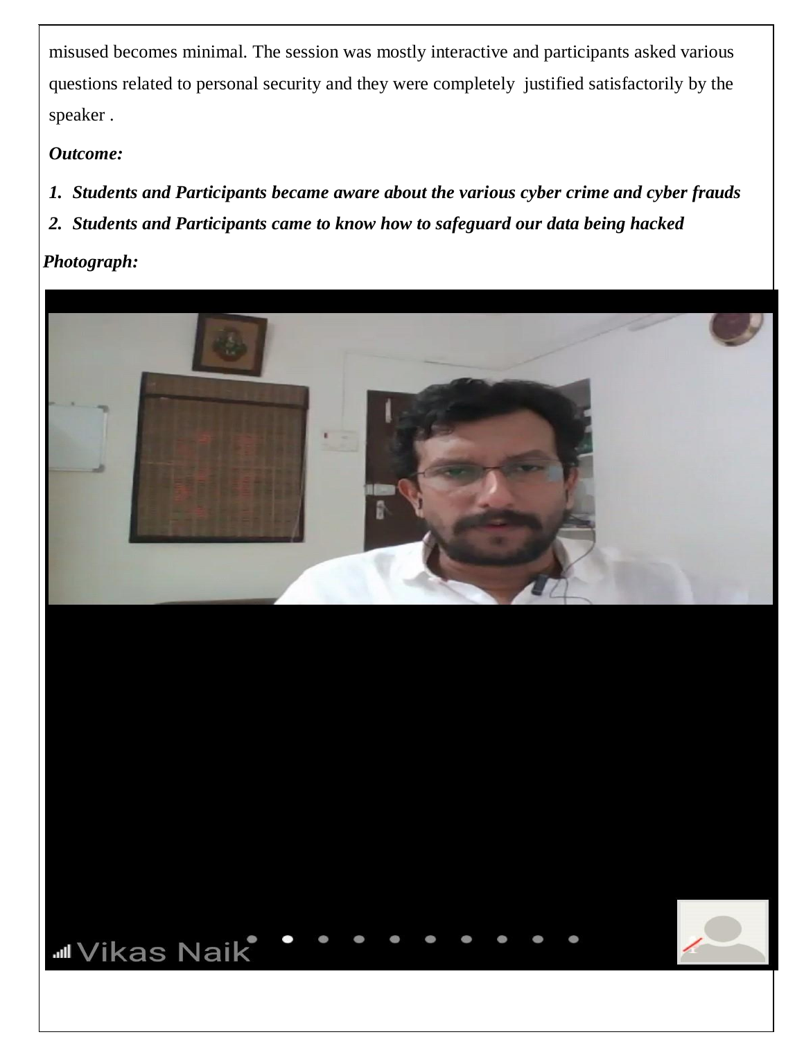misused becomes minimal. The session was mostly interactive and participants asked various questions related to personal security and they were completely justified satisfactorily by the speaker .

***Outcome:***

1. ***Students and Participants became aware about the various cyber crime and cyber frauds***
2. ***Students and Participants came to know how to safeguard our data being hacked***

***Photograph:***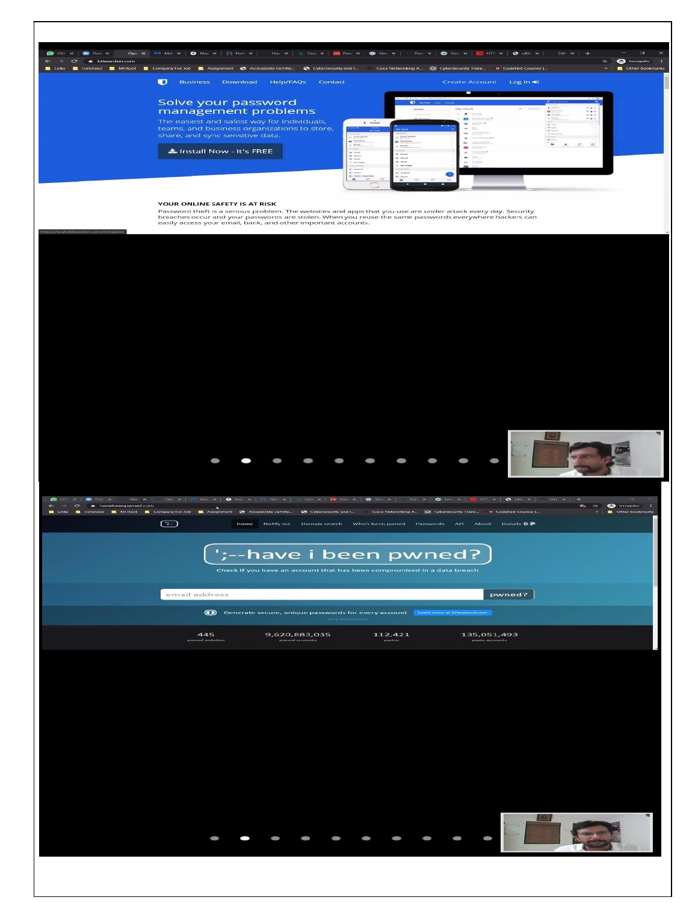Business Download Help/FAQs Contact Create Account Log In

# Solve your password management problems

The easiest and safest way for individuals, teams, and business organizations to store, share, and sync sensitive data.

Install Now - It's FREE

**YOUR ONLINE SAFETY IS AT RISK**

Password theft is a serious problem. The websites and apps that you use are under attack every day. Security breaches occur and your passwords are stolen. When you reuse the same passwords everywhere hackers can easily access your email, bank, and other important accounts.

Home Notify me Domain search Who's been pwned Passwords API About Donate

# ';--have i been pwned?

Check if you have an account that has been compromised in a data breach

email address pwned?

Generate secure, unique passwords for every account Learn more at 1Password.com

Why 1Password?

| 445 | 9,620,883,035 | 112,421 | 135,051,493 |
|---|---|---|---|
| pwned websites | pwned accounts | pastes | paste accounts |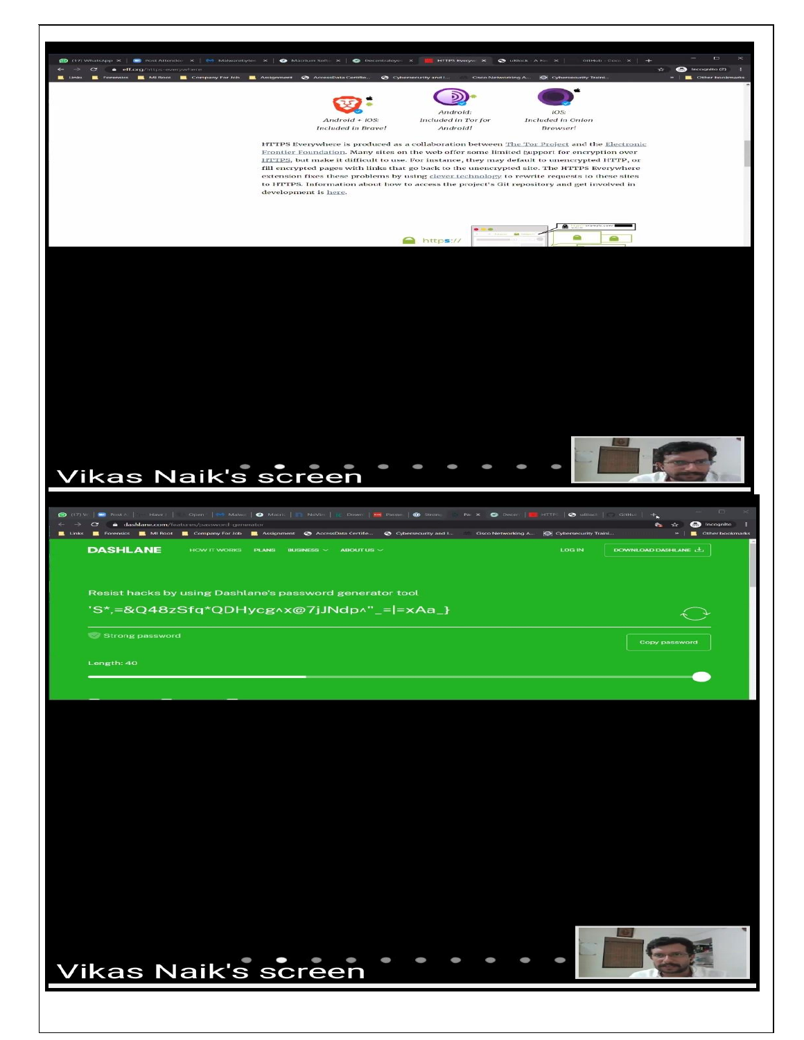Android + iOS:
Included in Brave!

Android:
Included in Tor for
Android!

iOS:
Included in Onion
Browser!

HTTPS Everywhere is produced as a collaboration between The Tor Project and the Electronic Frontier Foundation. Many sites on the web offer some limited support for encryption over HTTPS, but make it difficult to use. For instance, they may default to unencrypted HTTP, or fill encrypted pages with links that go back to the unencrypted site. The HTTPS Everywhere extension fixes these problems by using clever technology to rewrite requests to these sites to HTTPS. Information about how to access the project's Git repository and get involved in development is here.

https://

Vikas Naik's screen

DASHLANE HOW IT WORKS PLANS BUSINESS ABOUT US LOG IN DOWNLOAD DASHLANE

Resist hacks by using Dashlane's password generator tool

'S*,=&Q48zSfq*QDHycg^x@7jJNdp^"_=|=xAa_}

Strong password

Copy password

Length: 40

Vikas Naik's screen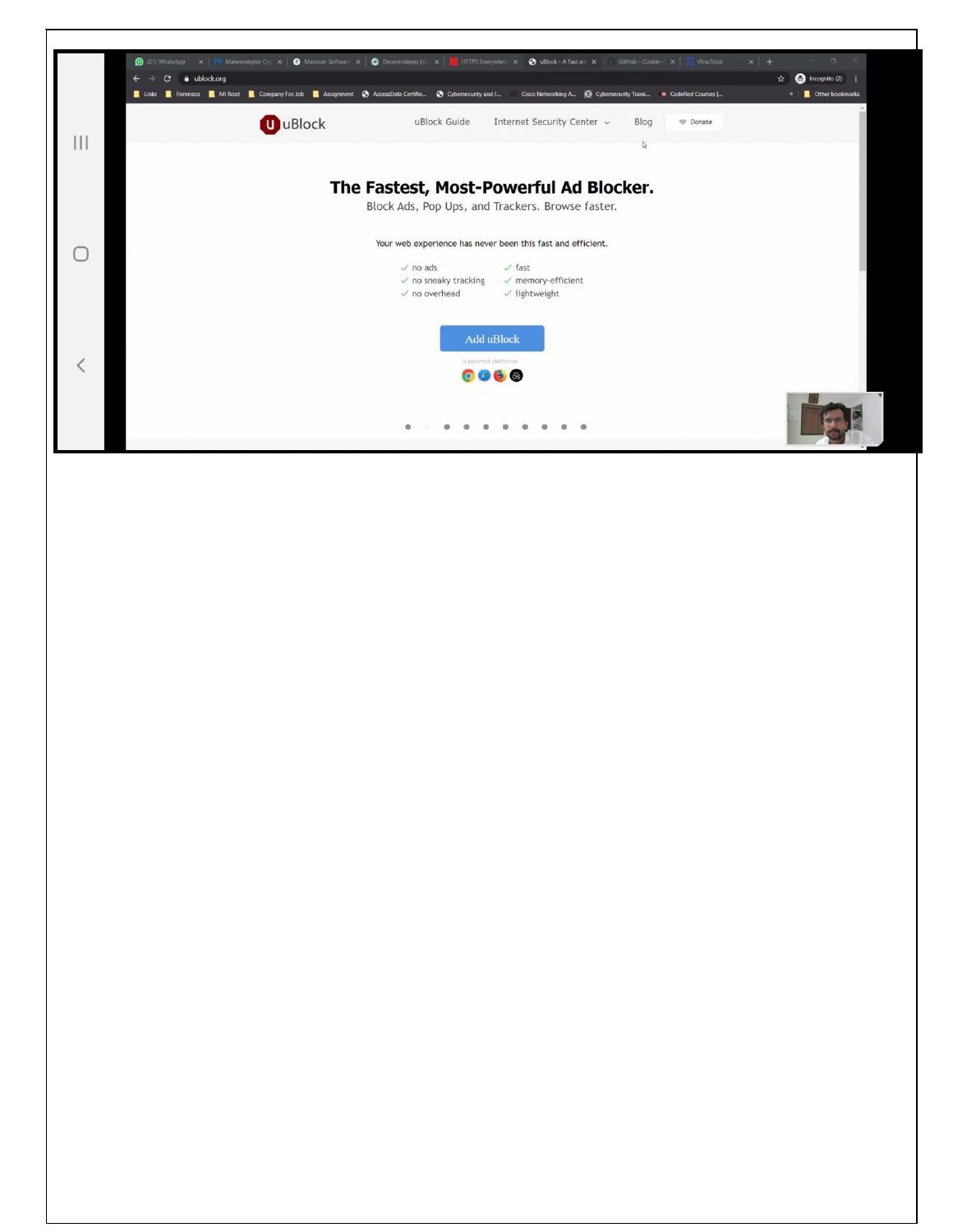uBlock

uBlock Guide    Internet Security Center    Blog    Donate

# The Fastest, Most-Powerful Ad Blocker.

Block Ads, Pop Ups, and Trackers. Browse faster.

Your web experience has never been this fast and efficient.

- no ads
- no sneaky tracking
- no overhead
- fast
- memory-efficient
- lightweight

Add uBlock

Supported platforms: